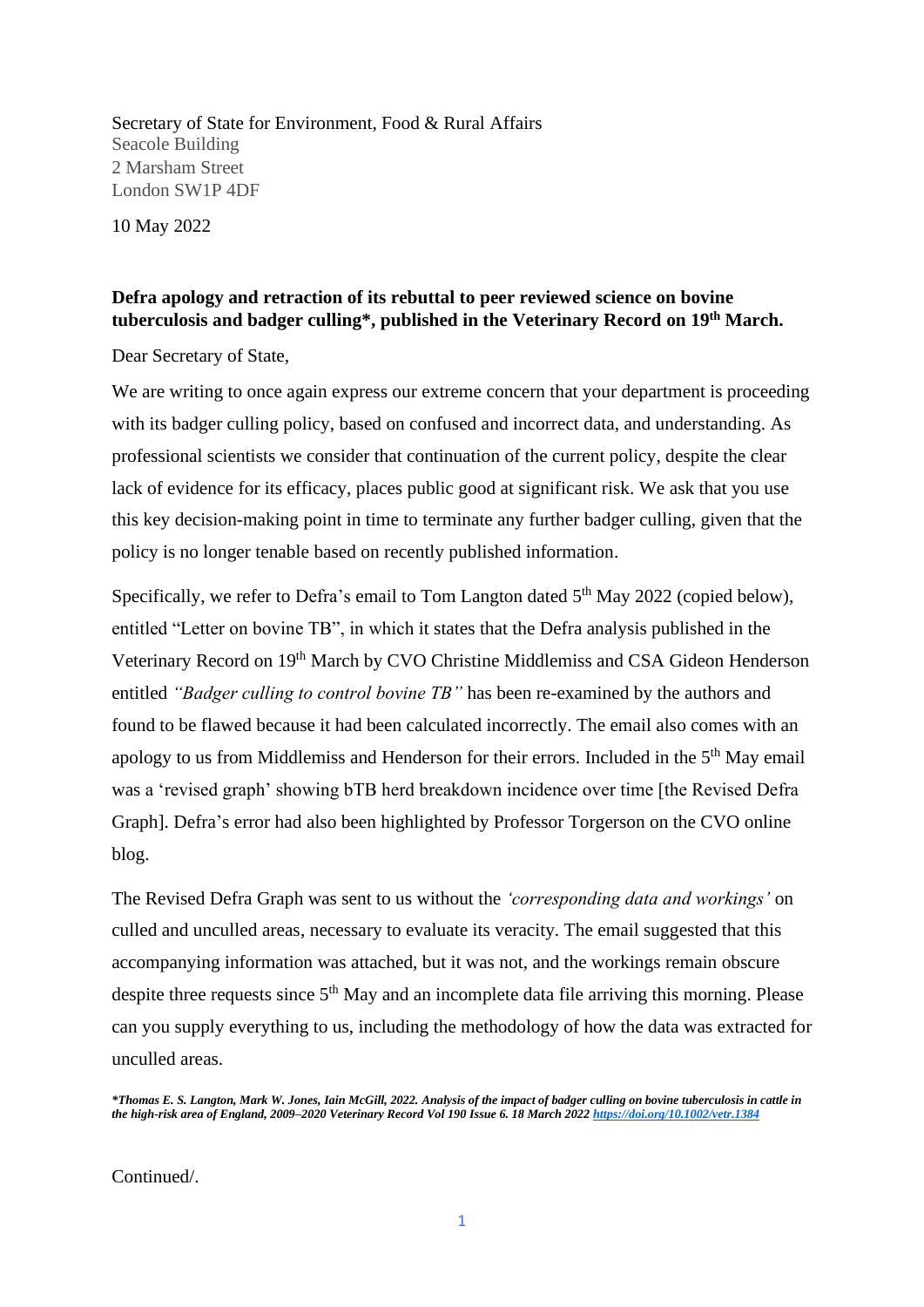Secretary of State for Environment, Food & Rural Affairs
Seacole Building
2 Marsham Street
London SW1P 4DF

10 May 2022

**Defra apology and retraction of its rebuttal to peer reviewed science on bovine tuberculosis and badger culling*, published in the Veterinary Record on 19th March.**

Dear Secretary of State,

We are writing to once again express our extreme concern that your department is proceeding with its badger culling policy, based on confused and incorrect data, and understanding. As professional scientists we consider that continuation of the current policy, despite the clear lack of evidence for its efficacy, places public good at significant risk. We ask that you use this key decision-making point in time to terminate any further badger culling, given that the policy is no longer tenable based on recently published information.

Specifically, we refer to Defra's email to Tom Langton dated 5th May 2022 (copied below), entitled "Letter on bovine TB", in which it states that the Defra analysis published in the Veterinary Record on 19th March by CVO Christine Middlemiss and CSA Gideon Henderson entitled *"Badger culling to control bovine TB"* has been re-examined by the authors and found to be flawed because it had been calculated incorrectly. The email also comes with an apology to us from Middlemiss and Henderson for their errors. Included in the 5th May email was a 'revised graph' showing bTB herd breakdown incidence over time [the Revised Defra Graph]. Defra's error had also been highlighted by Professor Torgerson on the CVO online blog.

The Revised Defra Graph was sent to us without the *'corresponding data and workings'* on culled and unculled areas, necessary to evaluate its veracity. The email suggested that this accompanying information was attached, but it was not, and the workings remain obscure despite three requests since 5th May and an incomplete data file arriving this morning. Please can you supply everything to us, including the methodology of how the data was extracted for unculled areas.

***Thomas E. S. Langton, Mark W. Jones, Iain McGill, 2022. Analysis of the impact of badger culling on bovine tuberculosis in cattle in the high-risk area of England, 2009–2020 Veterinary Record Vol 190 Issue 6. 18 March 2022 https://doi.org/10.1002/vetr.1384***

Continued/.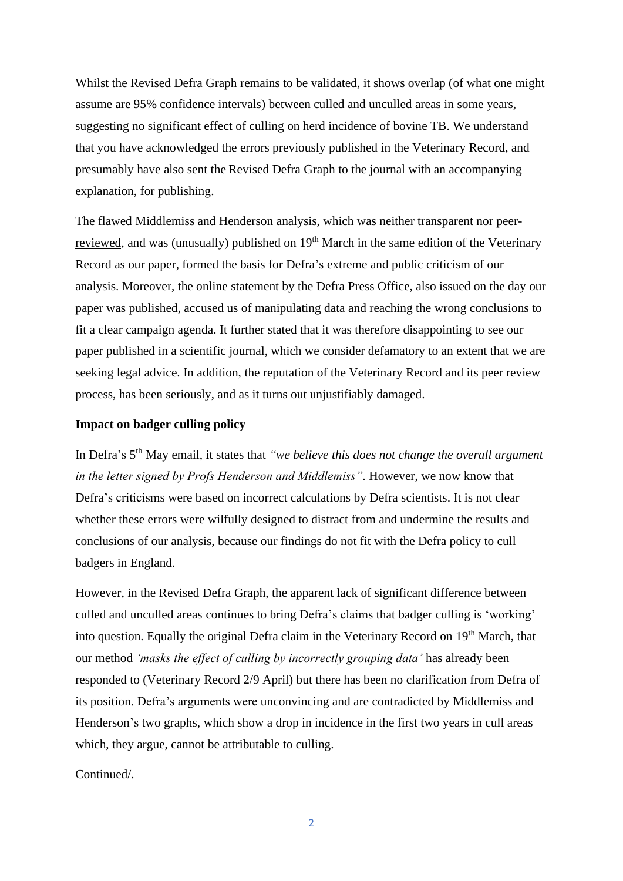Whilst the Revised Defra Graph remains to be validated, it shows overlap (of what one might assume are 95% confidence intervals) between culled and unculled areas in some years, suggesting no significant effect of culling on herd incidence of bovine TB. We understand that you have acknowledged the errors previously published in the Veterinary Record, and presumably have also sent the Revised Defra Graph to the journal with an accompanying explanation, for publishing.

The flawed Middlemiss and Henderson analysis, which was neither transparent nor peer-reviewed, and was (unusually) published on 19th March in the same edition of the Veterinary Record as our paper, formed the basis for Defra's extreme and public criticism of our analysis. Moreover, the online statement by the Defra Press Office, also issued on the day our paper was published, accused us of manipulating data and reaching the wrong conclusions to fit a clear campaign agenda. It further stated that it was therefore disappointing to see our paper published in a scientific journal, which we consider defamatory to an extent that we are seeking legal advice. In addition, the reputation of the Veterinary Record and its peer review process, has been seriously, and as it turns out unjustifiably damaged.

**Impact on badger culling policy**

In Defra's 5th May email, it states that *"we believe this does not change the overall argument in the letter signed by Profs Henderson and Middlemiss"*. However, we now know that Defra's criticisms were based on incorrect calculations by Defra scientists. It is not clear whether these errors were wilfully designed to distract from and undermine the results and conclusions of our analysis, because our findings do not fit with the Defra policy to cull badgers in England.

However, in the Revised Defra Graph, the apparent lack of significant difference between culled and unculled areas continues to bring Defra's claims that badger culling is 'working' into question. Equally the original Defra claim in the Veterinary Record on 19th March, that our method *'masks the effect of culling by incorrectly grouping data'* has already been responded to (Veterinary Record 2/9 April) but there has been no clarification from Defra of its position. Defra's arguments were unconvincing and are contradicted by Middlemiss and Henderson's two graphs, which show a drop in incidence in the first two years in cull areas which, they argue, cannot be attributable to culling.

Continued/.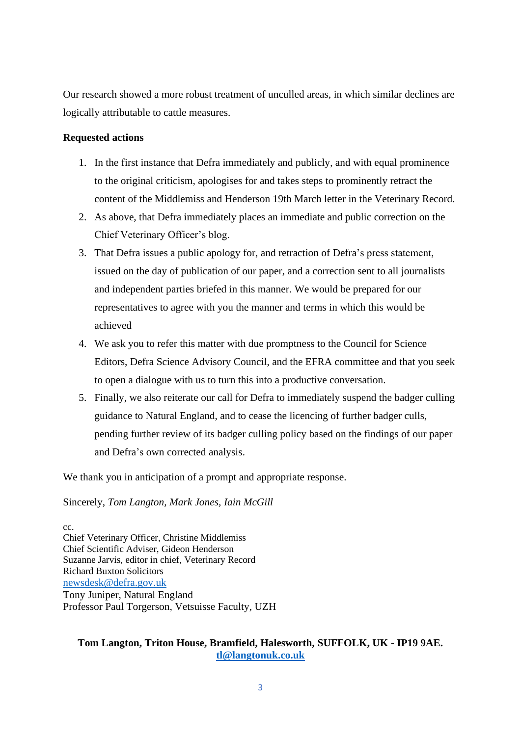Our research showed a more robust treatment of unculled areas, in which similar declines are logically attributable to cattle measures.

**Requested actions**

1. In the first instance that Defra immediately and publicly, and with equal prominence to the original criticism, apologises for and takes steps to prominently retract the content of the Middlemiss and Henderson 19th March letter in the Veterinary Record.
2. As above, that Defra immediately places an immediate and public correction on the Chief Veterinary Officer's blog.
3. That Defra issues a public apology for, and retraction of Defra's press statement, issued on the day of publication of our paper, and a correction sent to all journalists and independent parties briefed in this manner. We would be prepared for our representatives to agree with you the manner and terms in which this would be achieved
4. We ask you to refer this matter with due promptness to the Council for Science Editors, Defra Science Advisory Council, and the EFRA committee and that you seek to open a dialogue with us to turn this into a productive conversation.
5. Finally, we also reiterate our call for Defra to immediately suspend the badger culling guidance to Natural England, and to cease the licencing of further badger culls, pending further review of its badger culling policy based on the findings of our paper and Defra's own corrected analysis.

We thank you in anticipation of a prompt and appropriate response.

Sincerely, *Tom Langton, Mark Jones, Iain McGill*

cc.
Chief Veterinary Officer, Christine Middlemiss
Chief Scientific Adviser, Gideon Henderson
Suzanne Jarvis, editor in chief, Veterinary Record
Richard Buxton Solicitors
newsdesk@defra.gov.uk
Tony Juniper, Natural England
Professor Paul Torgerson, Vetsuisse Faculty, UZH

**Tom Langton, Triton House, Bramfield, Halesworth, SUFFOLK, UK - IP19 9AE.**
**tl@langtonuk.co.uk**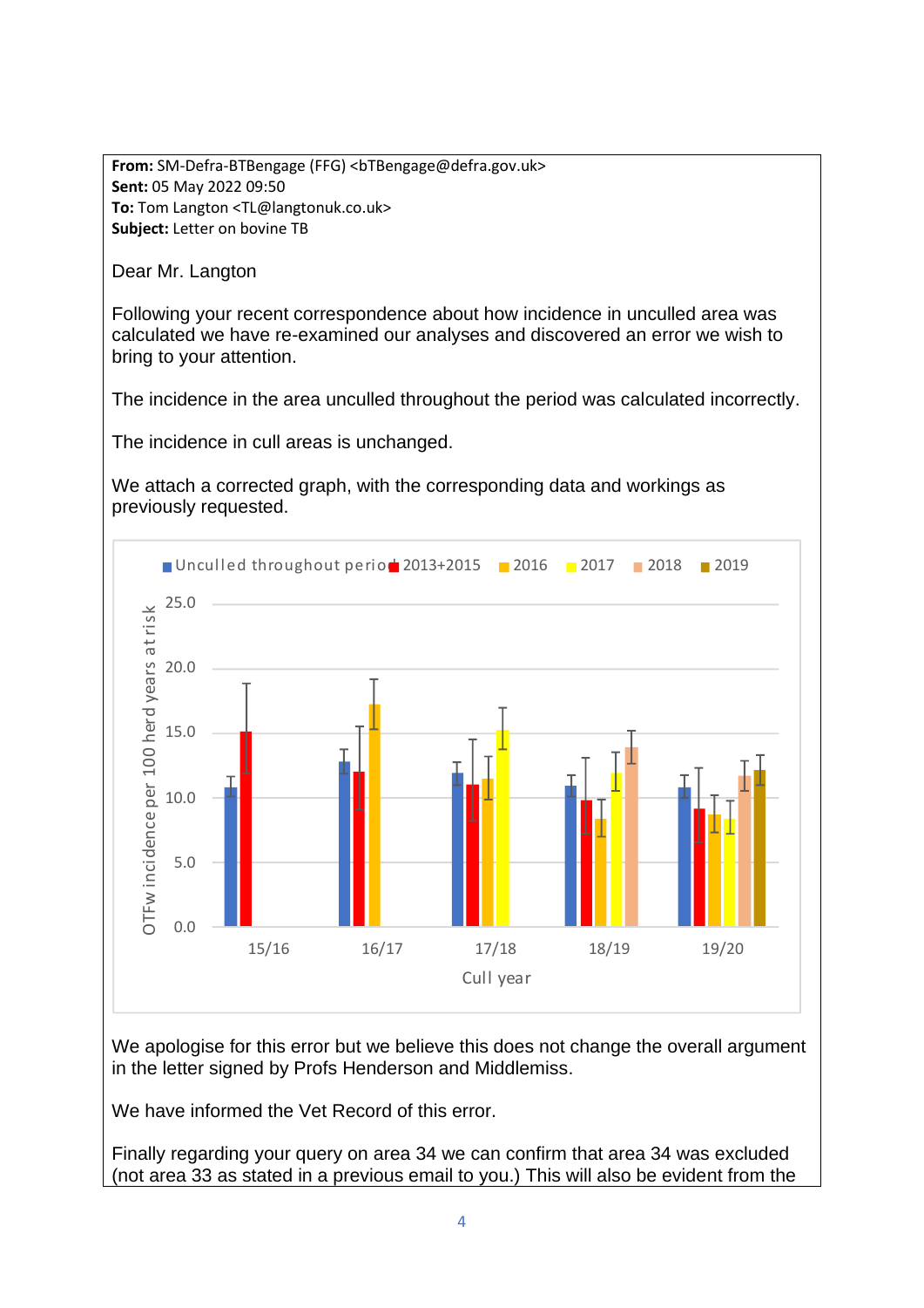**From:** SM-Defra-BTBengage (FFG) <bTBengage@defra.gov.uk>
**Sent:** 05 May 2022 09:50
**To:** Tom Langton <TL@langtonuk.co.uk>
**Subject:** Letter on bovine TB

Dear Mr. Langton

Following your recent correspondence about how incidence in unculled area was calculated we have re-examined our analyses and discovered an error we wish to bring to your attention.

The incidence in the area unculled throughout the period was calculated incorrectly.

The incidence in cull areas is unchanged.

We attach a corrected graph, with the corresponding data and workings as previously requested.

Unculled throughout period | 2013+2015 | 2016 | 2017 | 2018 | 2019

OTFw incidence per 100 herd years at risk

25.0
20.0
15.0
10.0
5.0
0.0

15/16 | 16/17 | 17/18 | 18/19 | 19/20

Cull year

We apologise for this error but we believe this does not change the overall argument in the letter signed by Profs Henderson and Middlemiss.

We have informed the Vet Record of this error.

Finally regarding your query on area 34 we can confirm that area 34 was excluded (not area 33 as stated in a previous email to you.) This will also be evident from the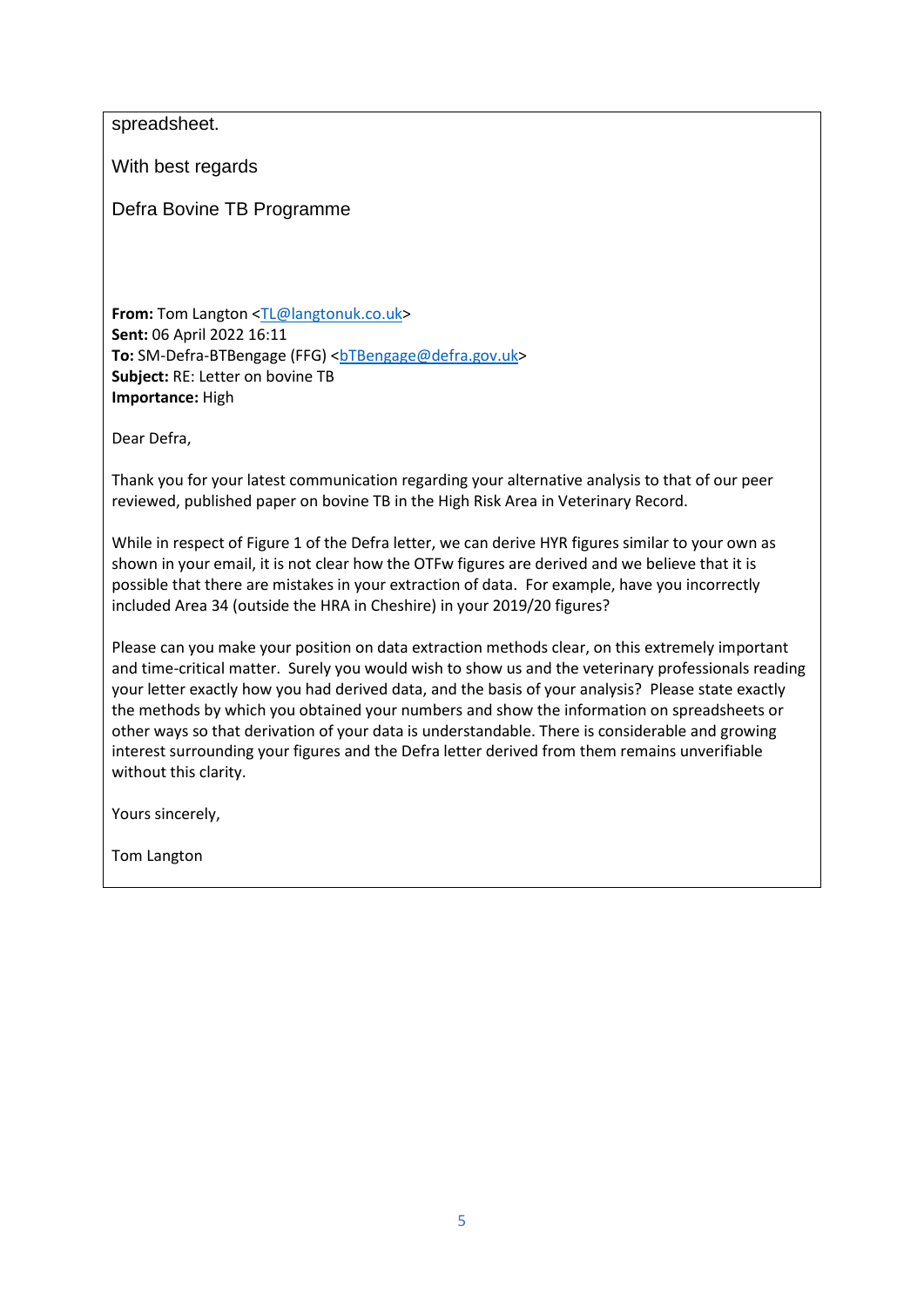spreadsheet.

With best regards

Defra Bovine TB Programme

**From:** Tom Langton <TL@langtonuk.co.uk>
**Sent:** 06 April 2022 16:11
**To:** SM-Defra-BTBengage (FFG) <bTBengage@defra.gov.uk>
**Subject:** RE: Letter on bovine TB
**Importance:** High

Dear Defra,

Thank you for your latest communication regarding your alternative analysis to that of our peer reviewed, published paper on bovine TB in the High Risk Area in Veterinary Record.

While in respect of Figure 1 of the Defra letter, we can derive HYR figures similar to your own as shown in your email, it is not clear how the OTFw figures are derived and we believe that it is possible that there are mistakes in your extraction of data. For example, have you incorrectly included Area 34 (outside the HRA in Cheshire) in your 2019/20 figures?

Please can you make your position on data extraction methods clear, on this extremely important and time-critical matter. Surely you would wish to show us and the veterinary professionals reading your letter exactly how you had derived data, and the basis of your analysis? Please state exactly the methods by which you obtained your numbers and show the information on spreadsheets or other ways so that derivation of your data is understandable. There is considerable and growing interest surrounding your figures and the Defra letter derived from them remains unverifiable without this clarity.

Yours sincerely,

Tom Langton